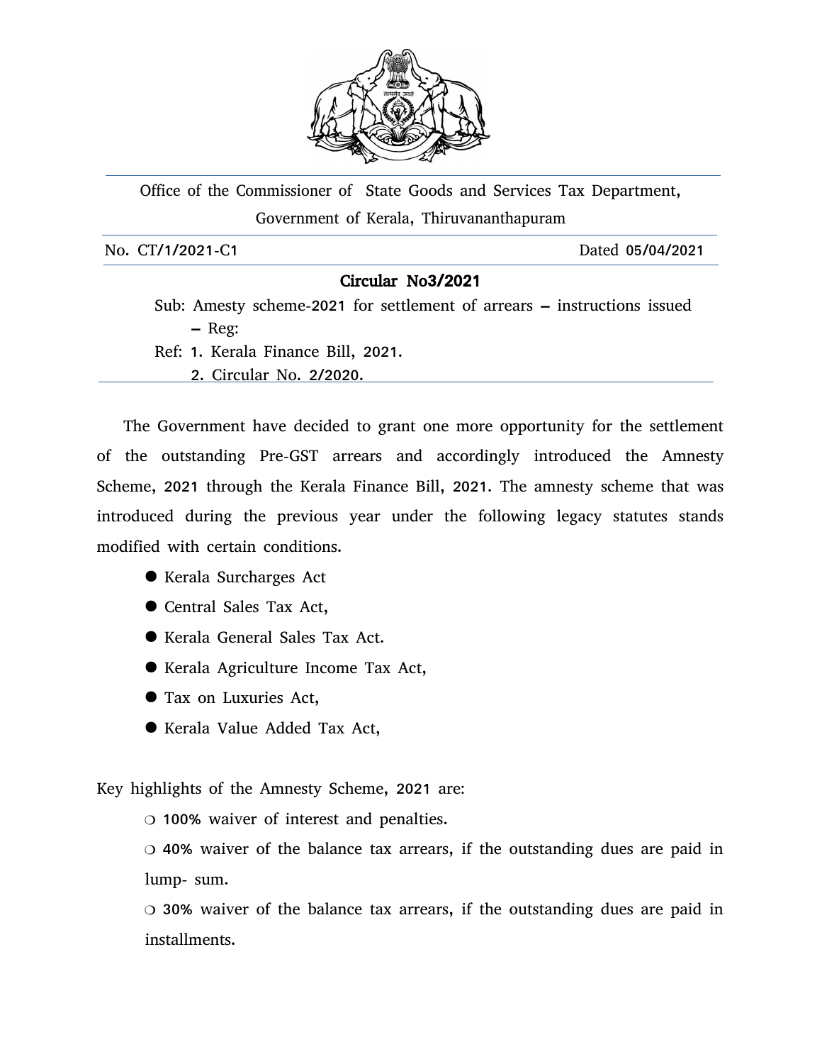Office of the Commissioner of State Goods and Services Tax Department,

Government of Kerala, Thiruvananthapuram

No. CT/1/2021-C1 Dated 05/04/2021

## Circular No3/2021

Sub: Amesty scheme-2021 for settlement of arrears – instructions issued – Reg:

Ref: 1. Kerala Finance Bill, 2021.

2. Circular No. 2/2020.

The Government have decided to grant one more opportunity for the settlement of the outstanding Pre-GST arrears and accordingly introduced the Amnesty Scheme, 2021 through the Kerala Finance Bill, 2021. The amnesty scheme that was introduced during the previous year under the following legacy statutes stands modified with certain conditions.

- Kerala Surcharges Act
- Central Sales Tax Act,
- Kerala General Sales Tax Act.
- Kerala Agriculture Income Tax Act,
- Tax on Luxuries Act,
- Kerala Value Added Tax Act,

Key highlights of the Amnesty Scheme, 2021 are:

- 100% waiver of interest and penalties.
- 40% waiver of the balance tax arrears, if the outstanding dues are paid in lump- sum.
- 30% waiver of the balance tax arrears, if the outstanding dues are paid in installments.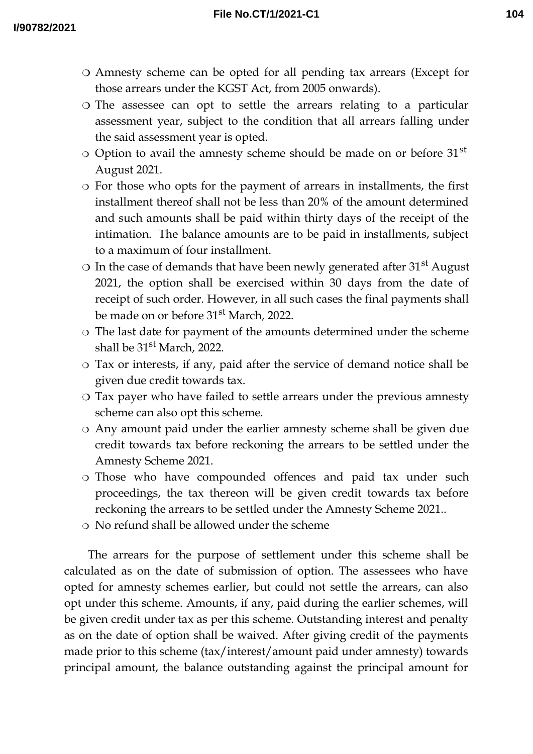- Amnesty scheme can be opted for all pending tax arrears (Except for those arrears under the KGST Act, from 2005 onwards).
- The assessee can opt to settle the arrears relating to a particular assessment year, subject to the condition that all arrears falling under the said assessment year is opted.
- Option to avail the amnesty scheme should be made on or before 31st August 2021.
- For those who opts for the payment of arrears in installments, the first installment thereof shall not be less than 20% of the amount determined and such amounts shall be paid within thirty days of the receipt of the intimation. The balance amounts are to be paid in installments, subject to a maximum of four installment.
- In the case of demands that have been newly generated after 31st August 2021, the option shall be exercised within 30 days from the date of receipt of such order. However, in all such cases the final payments shall be made on or before 31st March, 2022.
- The last date for payment of the amounts determined under the scheme shall be 31st March, 2022.
- Tax or interests, if any, paid after the service of demand notice shall be given due credit towards tax.
- Tax payer who have failed to settle arrears under the previous amnesty scheme can also opt this scheme.
- Any amount paid under the earlier amnesty scheme shall be given due credit towards tax before reckoning the arrears to be settled under the Amnesty Scheme 2021.
- Those who have compounded offences and paid tax under such proceedings, the tax thereon will be given credit towards tax before reckoning the arrears to be settled under the Amnesty Scheme 2021..
- No refund shall be allowed under the scheme

The arrears for the purpose of settlement under this scheme shall be calculated as on the date of submission of option. The assessees who have opted for amnesty schemes earlier, but could not settle the arrears, can also opt under this scheme. Amounts, if any, paid during the earlier schemes, will be given credit under tax as per this scheme. Outstanding interest and penalty as on the date of option shall be waived. After giving credit of the payments made prior to this scheme (tax/interest/amount paid under amnesty) towards principal amount, the balance outstanding against the principal amount for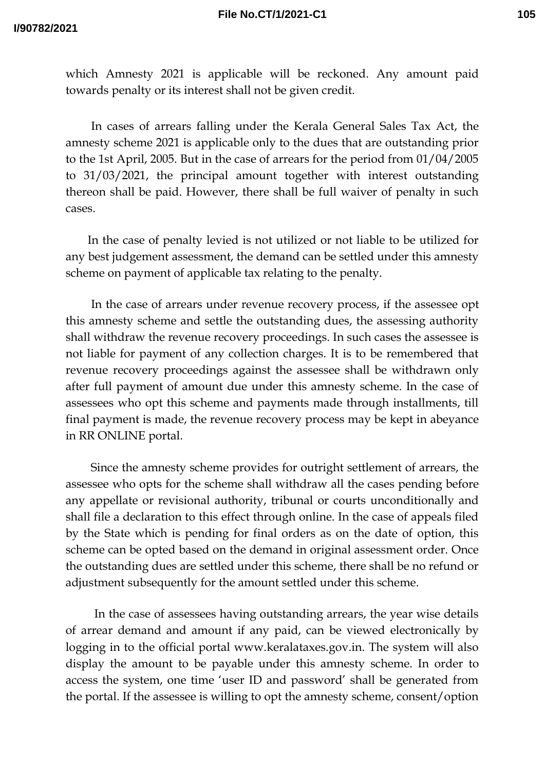which Amnesty 2021 is applicable will be reckoned. Any amount paid towards penalty or its interest shall not be given credit.

In cases of arrears falling under the Kerala General Sales Tax Act, the amnesty scheme 2021 is applicable only to the dues that are outstanding prior to the 1st April, 2005. But in the case of arrears for the period from 01/04/2005 to 31/03/2021, the principal amount together with interest outstanding thereon shall be paid. However, there shall be full waiver of penalty in such cases.

In the case of penalty levied is not utilized or not liable to be utilized for any best judgement assessment, the demand can be settled under this amnesty scheme on payment of applicable tax relating to the penalty.

In the case of arrears under revenue recovery process, if the assessee opt this amnesty scheme and settle the outstanding dues, the assessing authority shall withdraw the revenue recovery proceedings. In such cases the assessee is not liable for payment of any collection charges. It is to be remembered that revenue recovery proceedings against the assessee shall be withdrawn only after full payment of amount due under this amnesty scheme. In the case of assessees who opt this scheme and payments made through installments, till final payment is made, the revenue recovery process may be kept in abeyance in RR ONLINE portal.

Since the amnesty scheme provides for outright settlement of arrears, the assessee who opts for the scheme shall withdraw all the cases pending before any appellate or revisional authority, tribunal or courts unconditionally and shall file a declaration to this effect through online. In the case of appeals filed by the State which is pending for final orders as on the date of option, this scheme can be opted based on the demand in original assessment order. Once the outstanding dues are settled under this scheme, there shall be no refund or adjustment subsequently for the amount settled under this scheme.

In the case of assessees having outstanding arrears, the year wise details of arrear demand and amount if any paid, can be viewed electronically by logging in to the official portal www.keralataxes.gov.in. The system will also display the amount to be payable under this amnesty scheme. In order to access the system, one time 'user ID and password' shall be generated from the portal. If the assessee is willing to opt the amnesty scheme, consent/option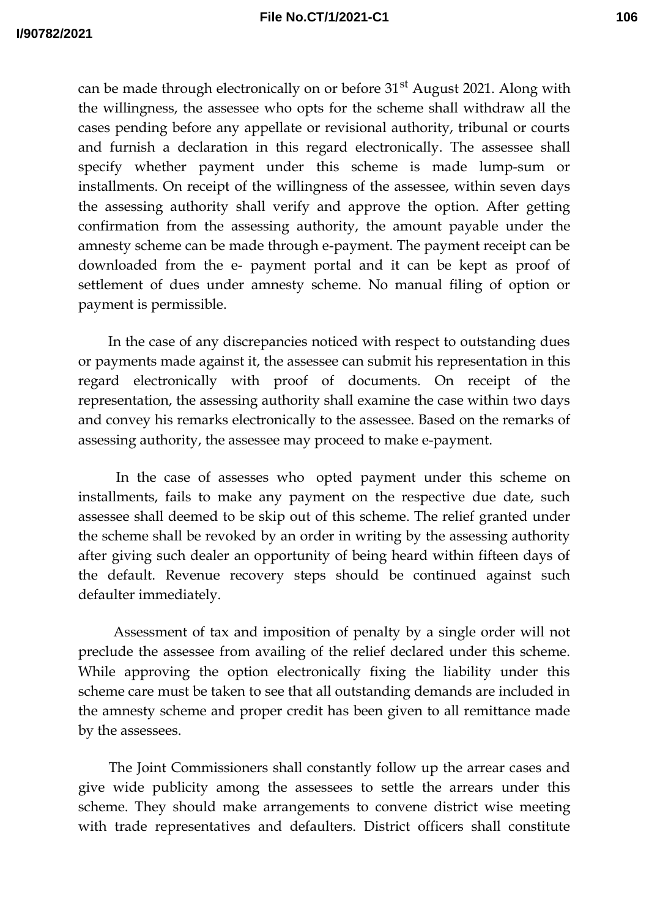can be made through electronically on or before 31st August 2021. Along with the willingness, the assessee who opts for the scheme shall withdraw all the cases pending before any appellate or revisional authority, tribunal or courts and furnish a declaration in this regard electronically. The assessee shall specify whether payment under this scheme is made lump-sum or installments. On receipt of the willingness of the assessee, within seven days the assessing authority shall verify and approve the option. After getting confirmation from the assessing authority, the amount payable under the amnesty scheme can be made through e-payment. The payment receipt can be downloaded from the e- payment portal and it can be kept as proof of settlement of dues under amnesty scheme. No manual filing of option or payment is permissible.

In the case of any discrepancies noticed with respect to outstanding dues or payments made against it, the assessee can submit his representation in this regard electronically with proof of documents. On receipt of the representation, the assessing authority shall examine the case within two days and convey his remarks electronically to the assessee. Based on the remarks of assessing authority, the assessee may proceed to make e-payment.

In the case of assesses who opted payment under this scheme on installments, fails to make any payment on the respective due date, such assessee shall deemed to be skip out of this scheme. The relief granted under the scheme shall be revoked by an order in writing by the assessing authority after giving such dealer an opportunity of being heard within fifteen days of the default. Revenue recovery steps should be continued against such defaulter immediately.

Assessment of tax and imposition of penalty by a single order will not preclude the assessee from availing of the relief declared under this scheme. While approving the option electronically fixing the liability under this scheme care must be taken to see that all outstanding demands are included in the amnesty scheme and proper credit has been given to all remittance made by the assessees.

The Joint Commissioners shall constantly follow up the arrear cases and give wide publicity among the assessees to settle the arrears under this scheme. They should make arrangements to convene district wise meeting with trade representatives and defaulters. District officers shall constitute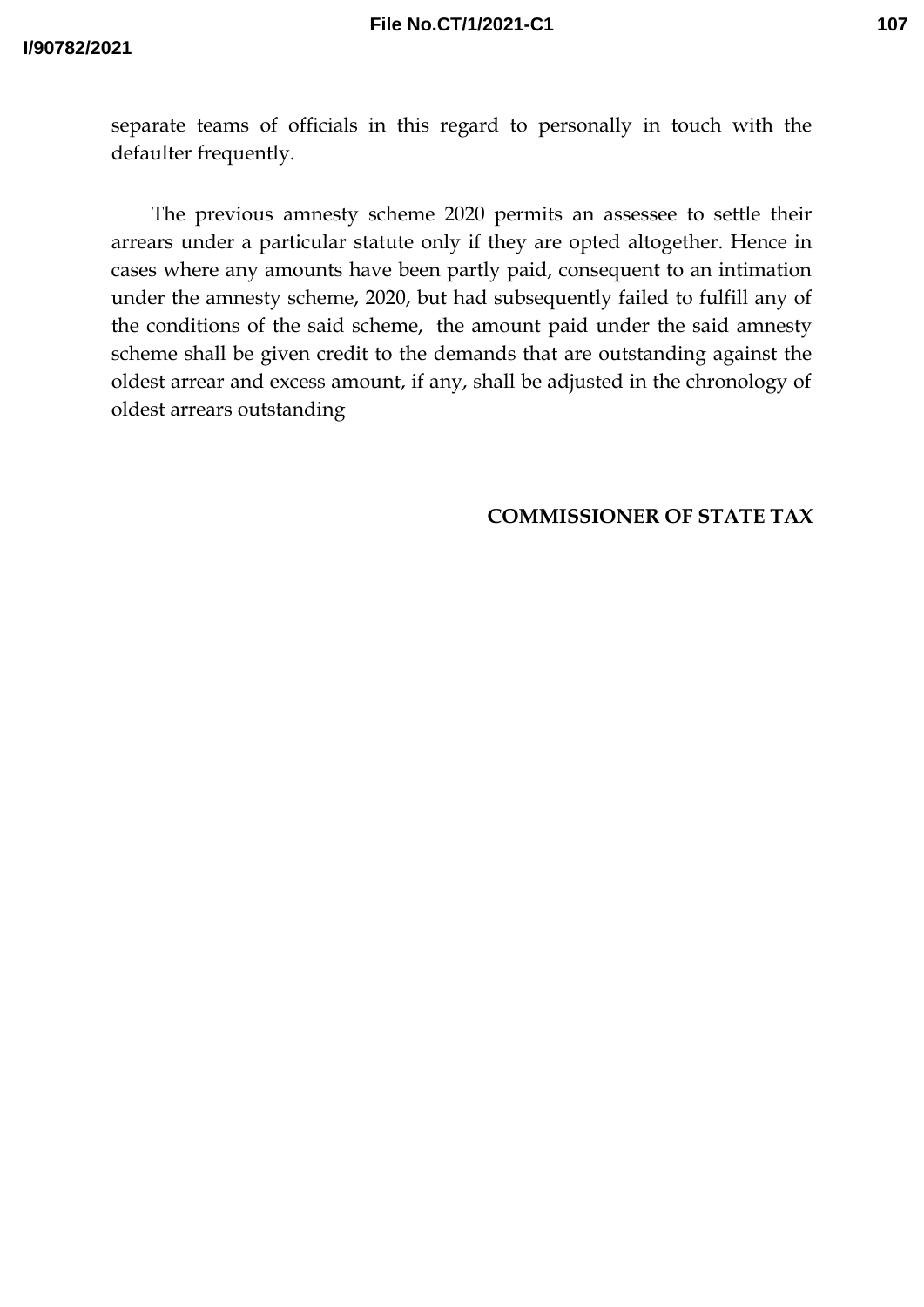separate teams of officials in this regard to personally in touch with the defaulter frequently.

The previous amnesty scheme 2020 permits an assessee to settle their arrears under a particular statute only if they are opted altogether. Hence in cases where any amounts have been partly paid, consequent to an intimation under the amnesty scheme, 2020, but had subsequently failed to fulfill any of the conditions of the said scheme, the amount paid under the said amnesty scheme shall be given credit to the demands that are outstanding against the oldest arrear and excess amount, if any, shall be adjusted in the chronology of oldest arrears outstanding

**COMMISSIONER OF STATE TAX**